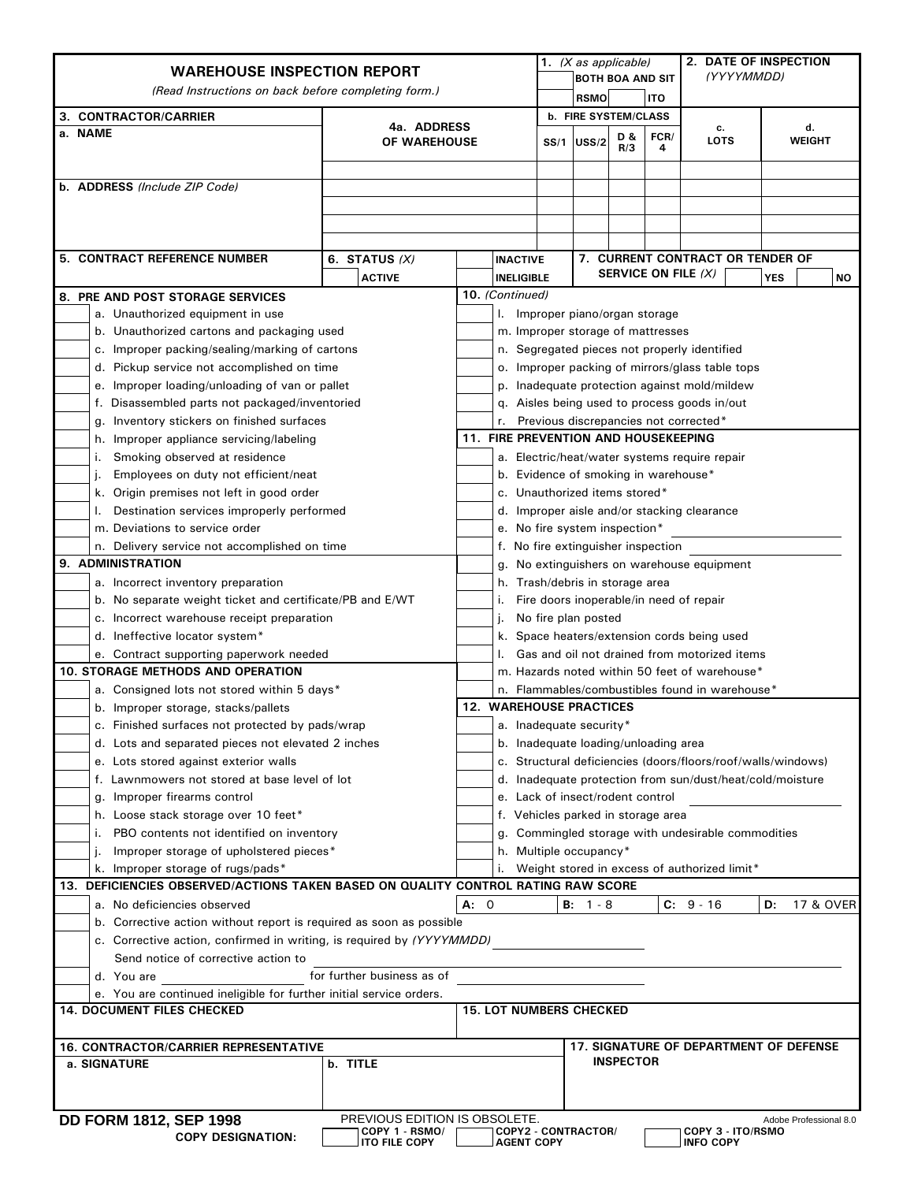# WAREHOUSE INSPECTION REPORT

*(Read Instructions on back before completing form.)*

**1.** *(X as applicable)* BOTH BOA AND SIT | RSMO | ITO

**2. DATE OF INSPECTION** *(YYYYMMDD)*

**3. CONTRACTOR/CARRIER**

**a. NAME**

**b. ADDRESS** *(Include ZIP Code)*

| 4a. ADDRESS OF WAREHOUSE | b. FIRE SYSTEM/CLASS | | | | c. LOTS | d. WEIGHT |
|---|---|---|---|---|---|---|
| | SS/1 | USS/2 | D & R/3 | FCR/4 | | |
| | | | | | | |
| | | | | | | |
| | | | | | | |
| | | | | | | |
| | | | | | | |

**5. CONTRACT REFERENCE NUMBER**

**6. STATUS** *(X)* ACTIVE | INACTIVE | INELIGIBLE

**7. CURRENT CONTRACT OR TENDER OF SERVICE ON FILE** *(X)* YES | NO

**8. PRE AND POST STORAGE SERVICES**

- a. Unauthorized equipment in use
- b. Unauthorized cartons and packaging used
- c. Improper packing/sealing/marking of cartons
- d. Pickup service not accomplished on time
- e. Improper loading/unloading of van or pallet
- f. Disassembled parts not packaged/inventoried
- g. Inventory stickers on finished surfaces
- h. Improper appliance servicing/labeling
- i. Smoking observed at residence
- j. Employees on duty not efficient/neat
- k. Origin premises not left in good order
- l. Destination services improperly performed
- m. Deviations to service order
- n. Delivery service not accomplished on time

**9. ADMINISTRATION**

- a. Incorrect inventory preparation
- b. No separate weight ticket and certificate/PB and E/WT
- c. Incorrect warehouse receipt preparation
- d. Ineffective locator system*
- e. Contract supporting paperwork needed

**10. STORAGE METHODS AND OPERATION**

- a. Consigned lots not stored within 5 days*
- b. Improper storage, stacks/pallets
- c. Finished surfaces not protected by pads/wrap
- d. Lots and separated pieces not elevated 2 inches
- e. Lots stored against exterior walls
- f. Lawnmowers not stored at base level of lot
- g. Improper firearms control
- h. Loose stack storage over 10 feet*
- i. PBO contents not identified on inventory
- j. Improper storage of upholstered pieces*
- k. Improper storage of rugs/pads*

**10.** *(Continued)*

- l. Improper piano/organ storage
- m. Improper storage of mattresses
- n. Segregated pieces not properly identified
- o. Improper packing of mirrors/glass table tops
- p. Inadequate protection against mold/mildew
- q. Aisles being used to process goods in/out
- r. Previous discrepancies not corrected*

**11. FIRE PREVENTION AND HOUSEKEEPING**

- a. Electric/heat/water systems require repair
- b. Evidence of smoking in warehouse*
- c. Unauthorized items stored*
- d. Improper aisle and/or stacking clearance
- e. No fire system inspection* ______
- f. No fire extinguisher inspection ______
- g. No extinguishers on warehouse equipment
- h. Trash/debris in storage area
- i. Fire doors inoperable/in need of repair
- j. No fire plan posted
- k. Space heaters/extension cords being used
- l. Gas and oil not drained from motorized items
- m. Hazards noted within 50 feet of warehouse*
- n. Flammables/combustibles found in warehouse*

**12. WAREHOUSE PRACTICES**

- a. Inadequate security*
- b. Inadequate loading/unloading area
- c. Structural deficiencies (doors/floors/roof/walls/windows)
- d. Inadequate protection from sun/dust/heat/cold/moisture
- e. Lack of insect/rodent control ______
- f. Vehicles parked in storage area
- g. Commingled storage with undesirable commodities
- h. Multiple occupancy*
- i. Weight stored in excess of authorized limit*

**13. DEFICIENCIES OBSERVED/ACTIONS TAKEN BASED ON QUALITY CONTROL RATING RAW SCORE**

- a. No deficiencies observed — **A:** 0
- b. Corrective action without report is required as soon as possible — **B:** 1 - 8
- c. Corrective action, confirmed in writing, is required by *(YYYYMMDD)* ______ — **C:** 9 - 16
  Send notice of corrective action to ______
- d. You are ______ for further business as of ______ — **D:** 17 & OVER
- e. You are continued ineligible for further initial service orders.

**14. DOCUMENT FILES CHECKED**

**15. LOT NUMBERS CHECKED**

**16. CONTRACTOR/CARRIER REPRESENTATIVE**

**a. SIGNATURE** | **b. TITLE**

**17. SIGNATURE OF DEPARTMENT OF DEFENSE INSPECTOR**

**DD FORM 1812, SEP 1998** PREVIOUS EDITION IS OBSOLETE. Adobe Professional 8.0

**COPY DESIGNATION:** COPY 1 - RSMO/ITO FILE COPY | COPY2 - CONTRACTOR/AGENT COPY | COPY 3 - ITO/RSMO INFO COPY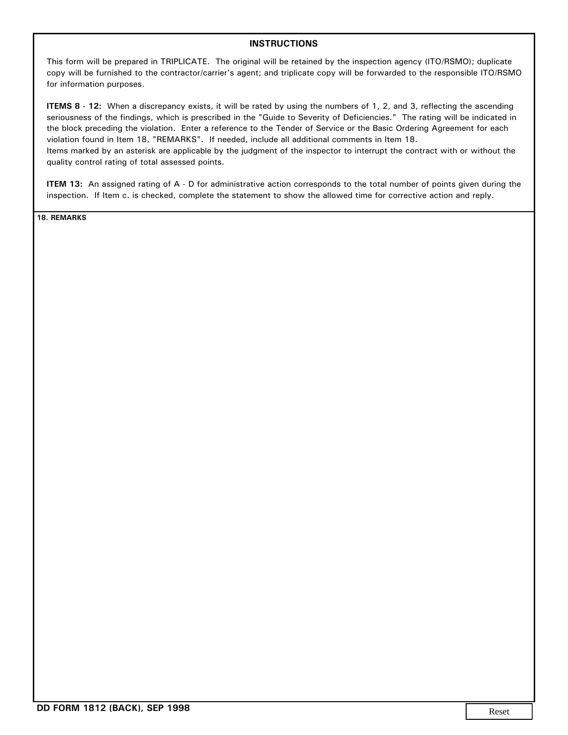## INSTRUCTIONS

This form will be prepared in TRIPLICATE. The original will be retained by the inspection agency (ITO/RSMO); duplicate copy will be furnished to the contractor/carrier's agent; and triplicate copy will be forwarded to the responsible ITO/RSMO for information purposes.

**ITEMS 8 - 12:** When a discrepancy exists, it will be rated by using the numbers of 1, 2, and 3, reflecting the ascending seriousness of the findings, which is prescribed in the "Guide to Severity of Deficiencies." The rating will be indicated in the block preceding the violation. Enter a reference to the Tender of Service or the Basic Ordering Agreement for each violation found in Item 18, "REMARKS". If needed, include all additional comments in Item 18.
Items marked by an asterisk are applicable by the judgment of the inspector to interrupt the contract with or without the quality control rating of total assessed points.

**ITEM 13:** An assigned rating of A - D for administrative action corresponds to the total number of points given during the inspection. If Item c. is checked, complete the statement to show the allowed time for corrective action and reply.

**18. REMARKS**

DD FORM 1812 (BACK), SEP 1998

Reset